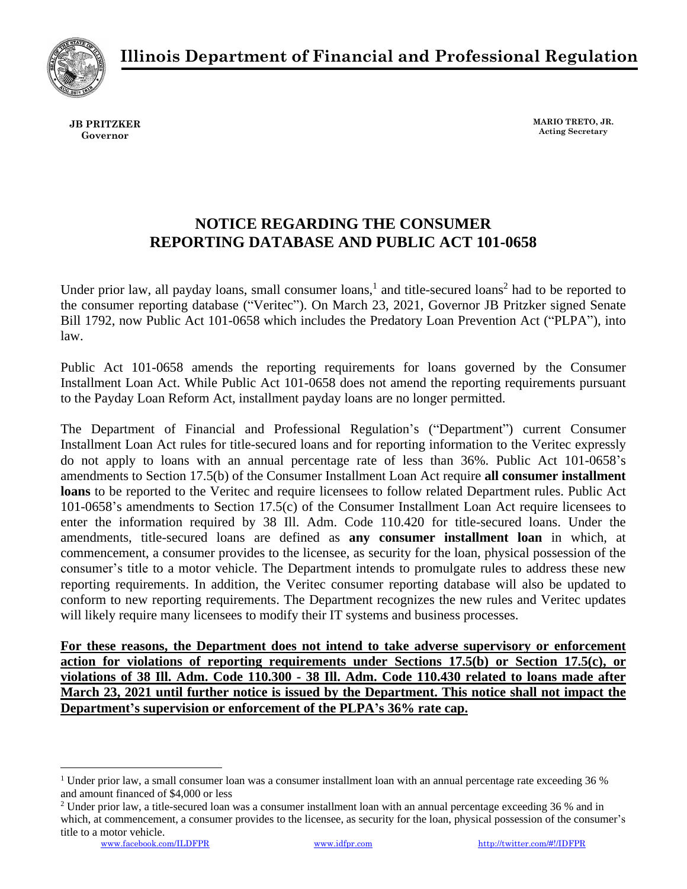# Illinois Department of Financial and Professional Regulation

**JB PRITZKER**
**Governor**

**MARIO TRETO, JR.**
**Acting Secretary**

## NOTICE REGARDING THE CONSUMER REPORTING DATABASE AND PUBLIC ACT 101-0658

Under prior law, all payday loans, small consumer loans,[1] and title-secured loans[2] had to be reported to the consumer reporting database ("Veritec"). On March 23, 2021, Governor JB Pritzker signed Senate Bill 1792, now Public Act 101-0658 which includes the Predatory Loan Prevention Act ("PLPA"), into law.

Public Act 101-0658 amends the reporting requirements for loans governed by the Consumer Installment Loan Act. While Public Act 101-0658 does not amend the reporting requirements pursuant to the Payday Loan Reform Act, installment payday loans are no longer permitted.

The Department of Financial and Professional Regulation's ("Department") current Consumer Installment Loan Act rules for title-secured loans and for reporting information to the Veritec expressly do not apply to loans with an annual percentage rate of less than 36%. Public Act 101-0658's amendments to Section 17.5(b) of the Consumer Installment Loan Act require **all consumer installment loans** to be reported to the Veritec and require licensees to follow related Department rules. Public Act 101-0658's amendments to Section 17.5(c) of the Consumer Installment Loan Act require licensees to enter the information required by 38 Ill. Adm. Code 110.420 for title-secured loans. Under the amendments, title-secured loans are defined as **any consumer installment loan** in which, at commencement, a consumer provides to the licensee, as security for the loan, physical possession of the consumer's title to a motor vehicle. The Department intends to promulgate rules to address these new reporting requirements. In addition, the Veritec consumer reporting database will also be updated to conform to new reporting requirements. The Department recognizes the new rules and Veritec updates will likely require many licensees to modify their IT systems and business processes.

**For these reasons, the Department does not intend to take adverse supervisory or enforcement action for violations of reporting requirements under Sections 17.5(b) or Section 17.5(c), or violations of 38 Ill. Adm. Code 110.300 - 38 Ill. Adm. Code 110.430 related to loans made after March 23, 2021 until further notice is issued by the Department. This notice shall not impact the Department's supervision or enforcement of the PLPA's 36% rate cap.**

---

[1] Under prior law, a small consumer loan was a consumer installment loan with an annual percentage rate exceeding 36 % and amount financed of $4,000 or less

[2] Under prior law, a title-secured loan was a consumer installment loan with an annual percentage exceeding 36 % and in which, at commencement, a consumer provides to the licensee, as security for the loan, physical possession of the consumer's title to a motor vehicle.

www.facebook.com/ILDFPR www.idfpr.com http://twitter.com/#!/IDFPR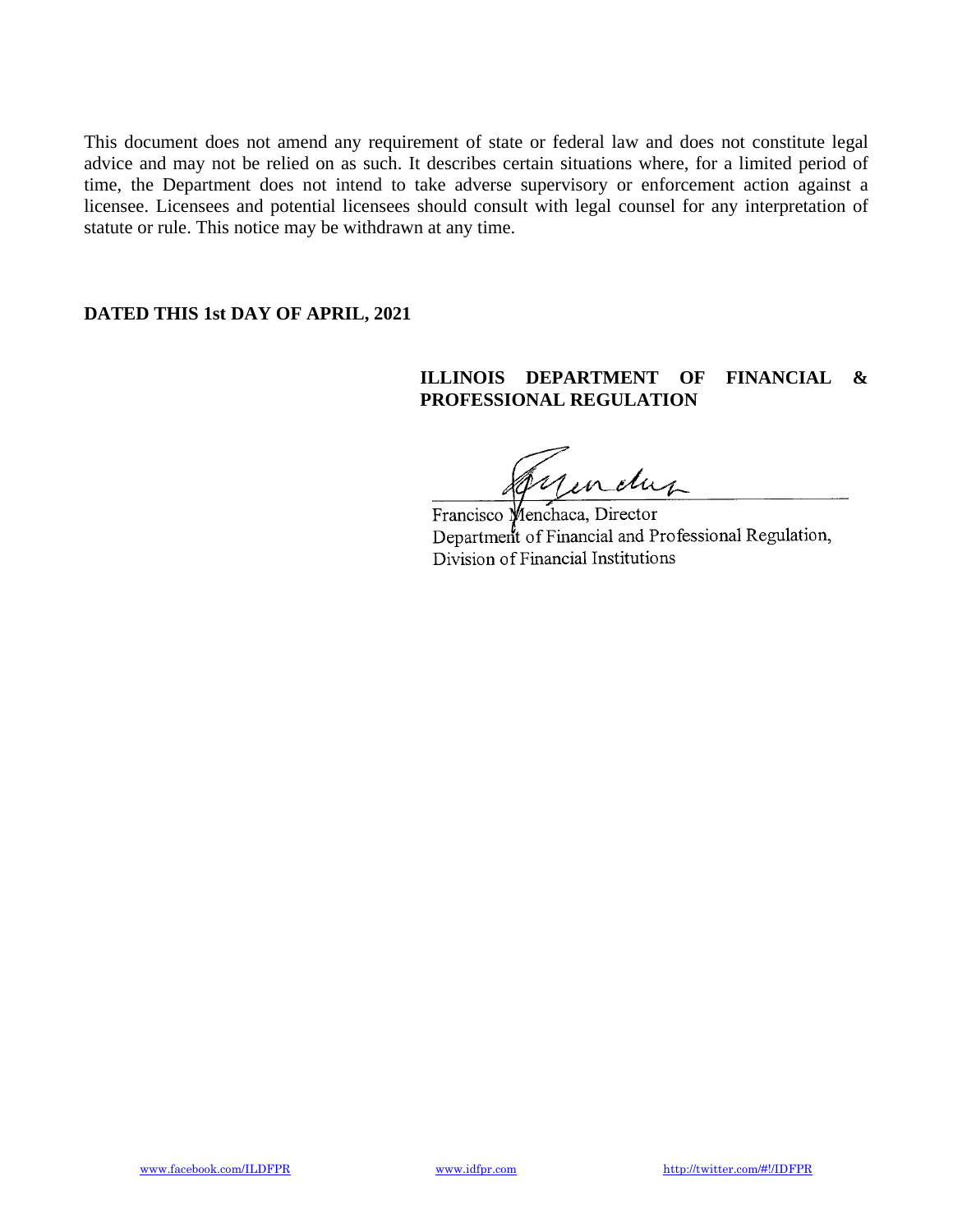This document does not amend any requirement of state or federal law and does not constitute legal advice and may not be relied on as such. It describes certain situations where, for a limited period of time, the Department does not intend to take adverse supervisory or enforcement action against a licensee. Licensees and potential licensees should consult with legal counsel for any interpretation of statute or rule. This notice may be withdrawn at any time.

**DATED THIS 1st DAY OF APRIL, 2021**

**ILLINOIS DEPARTMENT OF FINANCIAL & PROFESSIONAL REGULATION**

Francisco Menchaca, Director
Department of Financial and Professional Regulation,
Division of Financial Institutions

www.facebook.com/ILDFPR www.idfpr.com http://twitter.com/#!/IDFPR